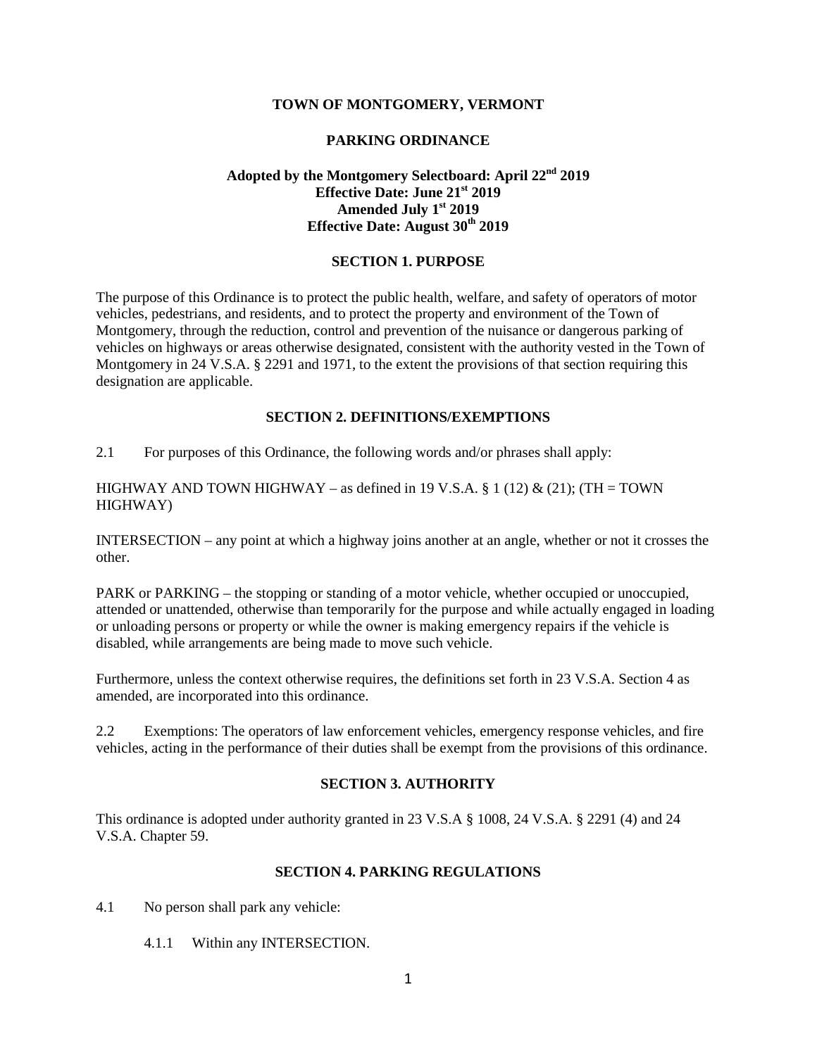# TOWN OF MONTGOMERY, VERMONT

## PARKING ORDINANCE

**Adopted by the Montgomery Selectboard: April 22nd 2019**
**Effective Date: June 21st 2019**
**Amended July 1st 2019**
**Effective Date: August 30th 2019**

## SECTION 1. PURPOSE

The purpose of this Ordinance is to protect the public health, welfare, and safety of operators of motor vehicles, pedestrians, and residents, and to protect the property and environment of the Town of Montgomery, through the reduction, control and prevention of the nuisance or dangerous parking of vehicles on highways or areas otherwise designated, consistent with the authority vested in the Town of Montgomery in 24 V.S.A. § 2291 and 1971, to the extent the provisions of that section requiring this designation are applicable.

## SECTION 2. DEFINITIONS/EXEMPTIONS

2.1 For purposes of this Ordinance, the following words and/or phrases shall apply:

HIGHWAY AND TOWN HIGHWAY – as defined in 19 V.S.A. § 1 (12) & (21); (TH = TOWN HIGHWAY)

INTERSECTION – any point at which a highway joins another at an angle, whether or not it crosses the other.

PARK or PARKING – the stopping or standing of a motor vehicle, whether occupied or unoccupied, attended or unattended, otherwise than temporarily for the purpose and while actually engaged in loading or unloading persons or property or while the owner is making emergency repairs if the vehicle is disabled, while arrangements are being made to move such vehicle.

Furthermore, unless the context otherwise requires, the definitions set forth in 23 V.S.A. Section 4 as amended, are incorporated into this ordinance.

2.2 Exemptions: The operators of law enforcement vehicles, emergency response vehicles, and fire vehicles, acting in the performance of their duties shall be exempt from the provisions of this ordinance.

## SECTION 3. AUTHORITY

This ordinance is adopted under authority granted in 23 V.S.A § 1008, 24 V.S.A. § 2291 (4) and 24 V.S.A. Chapter 59.

## SECTION 4. PARKING REGULATIONS

4.1 No person shall park any vehicle:

4.1.1 Within any INTERSECTION.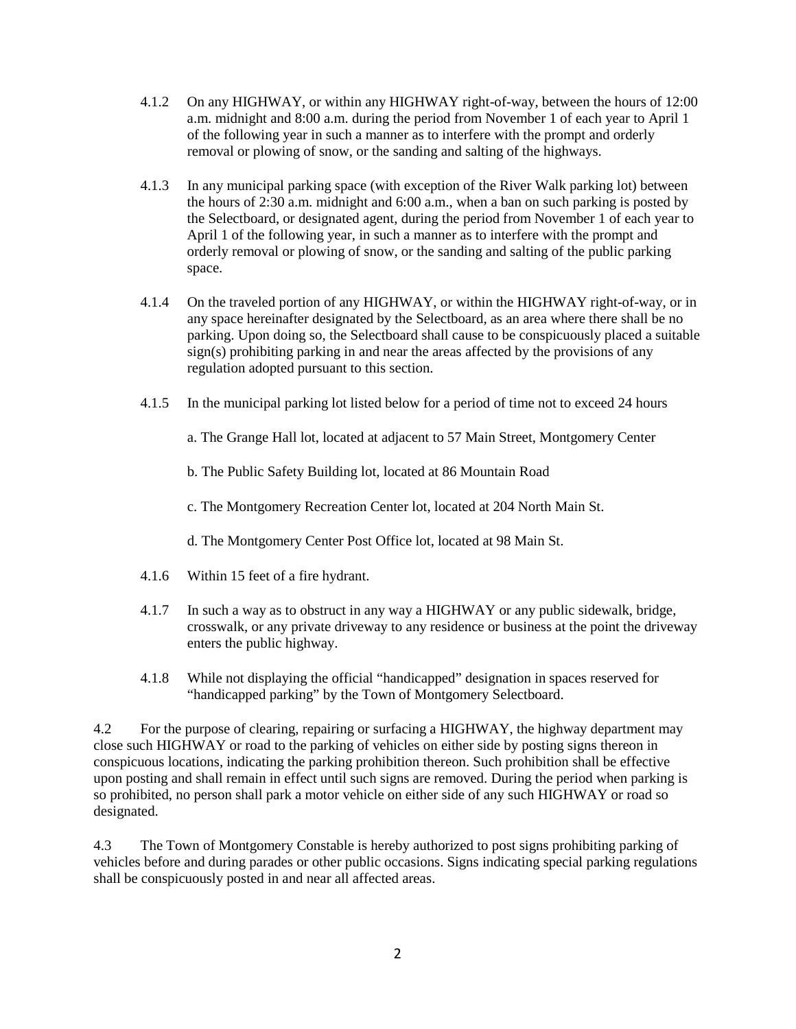4.1.2 On any HIGHWAY, or within any HIGHWAY right-of-way, between the hours of 12:00 a.m. midnight and 8:00 a.m. during the period from November 1 of each year to April 1 of the following year in such a manner as to interfere with the prompt and orderly removal or plowing of snow, or the sanding and salting of the highways.

4.1.3 In any municipal parking space (with exception of the River Walk parking lot) between the hours of 2:30 a.m. midnight and 6:00 a.m., when a ban on such parking is posted by the Selectboard, or designated agent, during the period from November 1 of each year to April 1 of the following year, in such a manner as to interfere with the prompt and orderly removal or plowing of snow, or the sanding and salting of the public parking space.

4.1.4 On the traveled portion of any HIGHWAY, or within the HIGHWAY right-of-way, or in any space hereinafter designated by the Selectboard, as an area where there shall be no parking. Upon doing so, the Selectboard shall cause to be conspicuously placed a suitable sign(s) prohibiting parking in and near the areas affected by the provisions of any regulation adopted pursuant to this section.

4.1.5 In the municipal parking lot listed below for a period of time not to exceed 24 hours

a. The Grange Hall lot, located at adjacent to 57 Main Street, Montgomery Center

b. The Public Safety Building lot, located at 86 Mountain Road

c. The Montgomery Recreation Center lot, located at 204 North Main St.

d. The Montgomery Center Post Office lot, located at 98 Main St.

4.1.6 Within 15 feet of a fire hydrant.

4.1.7 In such a way as to obstruct in any way a HIGHWAY or any public sidewalk, bridge, crosswalk, or any private driveway to any residence or business at the point the driveway enters the public highway.

4.1.8 While not displaying the official "handicapped" designation in spaces reserved for "handicapped parking" by the Town of Montgomery Selectboard.

4.2 For the purpose of clearing, repairing or surfacing a HIGHWAY, the highway department may close such HIGHWAY or road to the parking of vehicles on either side by posting signs thereon in conspicuous locations, indicating the parking prohibition thereon. Such prohibition shall be effective upon posting and shall remain in effect until such signs are removed. During the period when parking is so prohibited, no person shall park a motor vehicle on either side of any such HIGHWAY or road so designated.

4.3 The Town of Montgomery Constable is hereby authorized to post signs prohibiting parking of vehicles before and during parades or other public occasions. Signs indicating special parking regulations shall be conspicuously posted in and near all affected areas.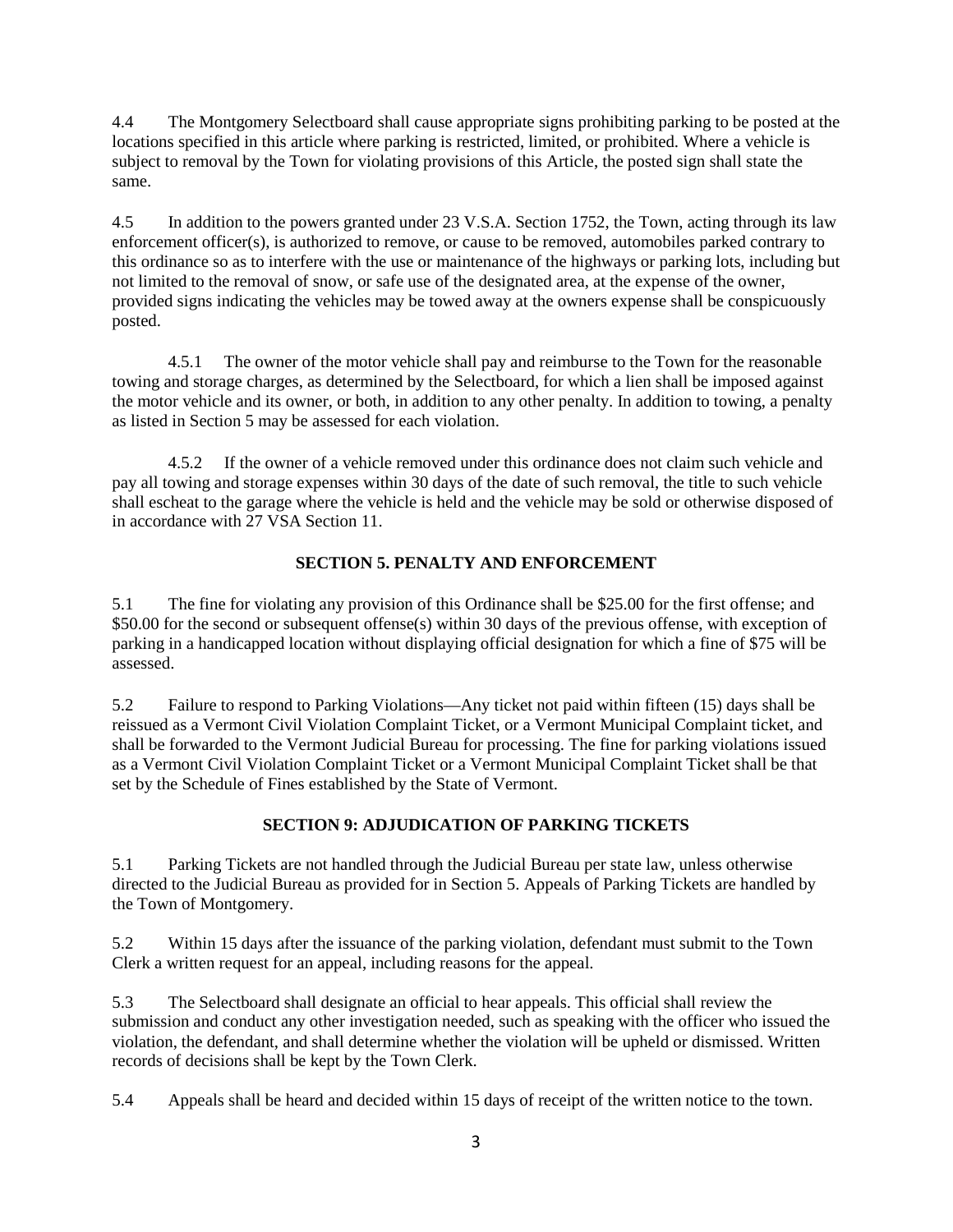4.4 The Montgomery Selectboard shall cause appropriate signs prohibiting parking to be posted at the locations specified in this article where parking is restricted, limited, or prohibited. Where a vehicle is subject to removal by the Town for violating provisions of this Article, the posted sign shall state the same.

4.5 In addition to the powers granted under 23 V.S.A. Section 1752, the Town, acting through its law enforcement officer(s), is authorized to remove, or cause to be removed, automobiles parked contrary to this ordinance so as to interfere with the use or maintenance of the highways or parking lots, including but not limited to the removal of snow, or safe use of the designated area, at the expense of the owner, provided signs indicating the vehicles may be towed away at the owners expense shall be conspicuously posted.

4.5.1 The owner of the motor vehicle shall pay and reimburse to the Town for the reasonable towing and storage charges, as determined by the Selectboard, for which a lien shall be imposed against the motor vehicle and its owner, or both, in addition to any other penalty. In addition to towing, a penalty as listed in Section 5 may be assessed for each violation.

4.5.2 If the owner of a vehicle removed under this ordinance does not claim such vehicle and pay all towing and storage expenses within 30 days of the date of such removal, the title to such vehicle shall escheat to the garage where the vehicle is held and the vehicle may be sold or otherwise disposed of in accordance with 27 VSA Section 11.

## SECTION 5. PENALTY AND ENFORCEMENT

5.1 The fine for violating any provision of this Ordinance shall be $25.00 for the first offense; and $50.00 for the second or subsequent offense(s) within 30 days of the previous offense, with exception of parking in a handicapped location without displaying official designation for which a fine of $75 will be assessed.

5.2 Failure to respond to Parking Violations—Any ticket not paid within fifteen (15) days shall be reissued as a Vermont Civil Violation Complaint Ticket, or a Vermont Municipal Complaint ticket, and shall be forwarded to the Vermont Judicial Bureau for processing. The fine for parking violations issued as a Vermont Civil Violation Complaint Ticket or a Vermont Municipal Complaint Ticket shall be that set by the Schedule of Fines established by the State of Vermont.

## SECTION 9: ADJUDICATION OF PARKING TICKETS

5.1 Parking Tickets are not handled through the Judicial Bureau per state law, unless otherwise directed to the Judicial Bureau as provided for in Section 5. Appeals of Parking Tickets are handled by the Town of Montgomery.

5.2 Within 15 days after the issuance of the parking violation, defendant must submit to the Town Clerk a written request for an appeal, including reasons for the appeal.

5.3 The Selectboard shall designate an official to hear appeals. This official shall review the submission and conduct any other investigation needed, such as speaking with the officer who issued the violation, the defendant, and shall determine whether the violation will be upheld or dismissed. Written records of decisions shall be kept by the Town Clerk.

5.4 Appeals shall be heard and decided within 15 days of receipt of the written notice to the town.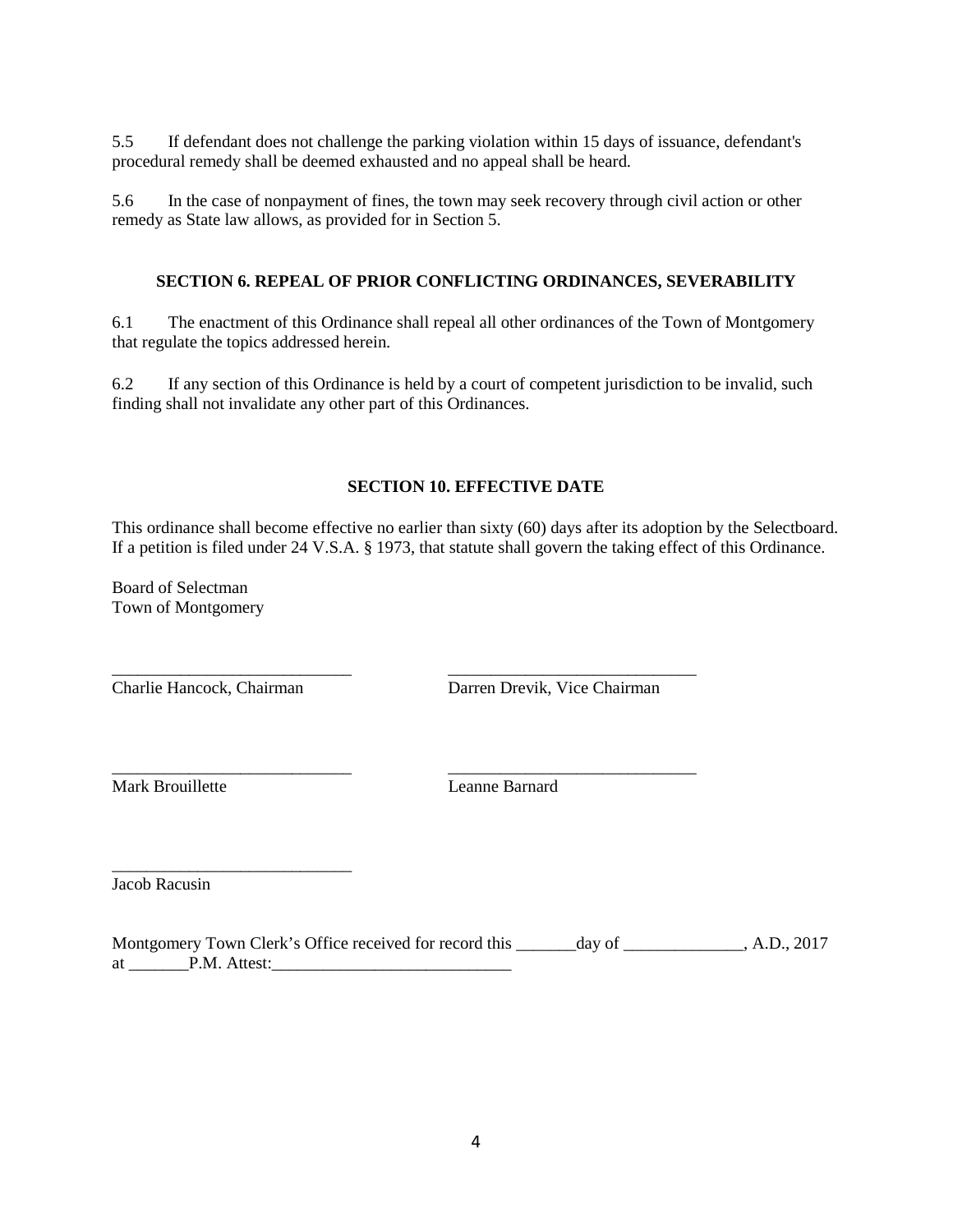5.5 If defendant does not challenge the parking violation within 15 days of issuance, defendant's procedural remedy shall be deemed exhausted and no appeal shall be heard.

5.6 In the case of nonpayment of fines, the town may seek recovery through civil action or other remedy as State law allows, as provided for in Section 5.

## SECTION 6. REPEAL OF PRIOR CONFLICTING ORDINANCES, SEVERABILITY

6.1 The enactment of this Ordinance shall repeal all other ordinances of the Town of Montgomery that regulate the topics addressed herein.

6.2 If any section of this Ordinance is held by a court of competent jurisdiction to be invalid, such finding shall not invalidate any other part of this Ordinances.

## SECTION 10. EFFECTIVE DATE

This ordinance shall become effective no earlier than sixty (60) days after its adoption by the Selectboard. If a petition is filed under 24 V.S.A. § 1973, that statute shall govern the taking effect of this Ordinance.

Board of Selectman
Town of Montgomery

____________________________
Charlie Hancock, Chairman

____________________________
Darren Drevik, Vice Chairman

____________________________
Mark Brouillette

____________________________
Leanne Barnard

____________________________
Jacob Racusin

Montgomery Town Clerk's Office received for record this _______day of ______________, A.D., 2017 at _______P.M. Attest:____________________________